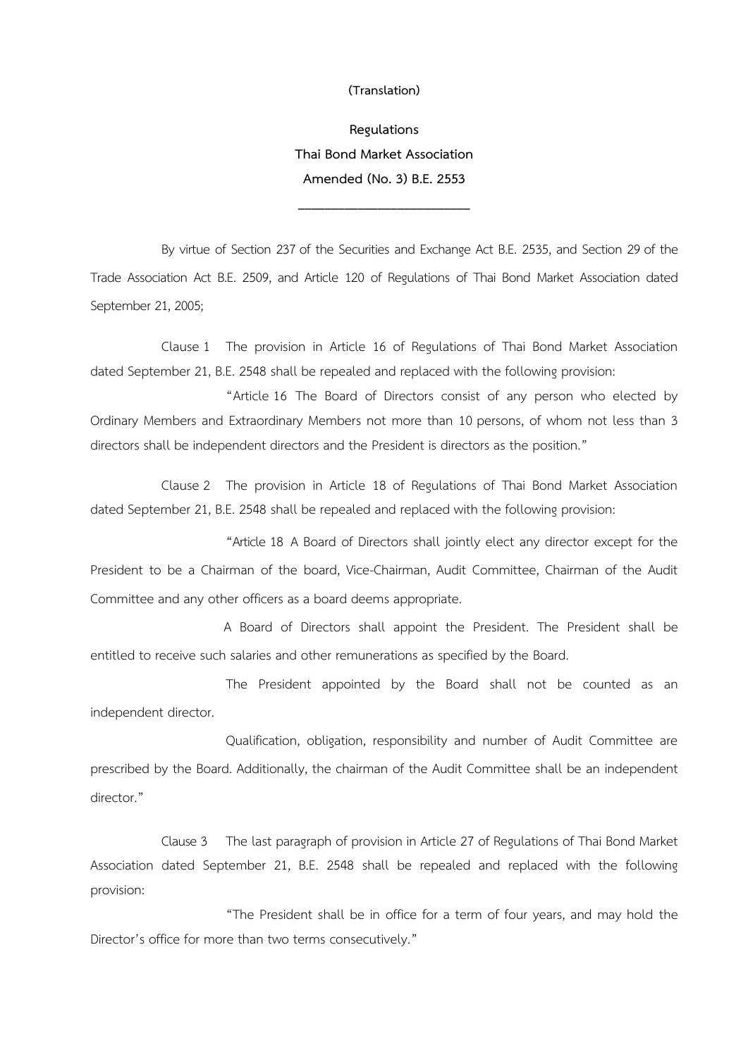(Translation)

**Regulations**
**Thai Bond Market Association**
**Amended (No. 3) B.E. 2553**

---

By virtue of Section 237 of the Securities and Exchange Act B.E. 2535, and Section 29 of the Trade Association Act B.E. 2509, and Article 120 of Regulations of Thai Bond Market Association dated September 21, 2005;

Clause 1 The provision in Article 16 of Regulations of Thai Bond Market Association dated September 21, B.E. 2548 shall be repealed and replaced with the following provision:

"Article 16 The Board of Directors consist of any person who elected by Ordinary Members and Extraordinary Members not more than 10 persons, of whom not less than 3 directors shall be independent directors and the President is directors as the position."

Clause 2 The provision in Article 18 of Regulations of Thai Bond Market Association dated September 21, B.E. 2548 shall be repealed and replaced with the following provision:

"Article 18 A Board of Directors shall jointly elect any director except for the President to be a Chairman of the board, Vice-Chairman, Audit Committee, Chairman of the Audit Committee and any other officers as a board deems appropriate.

A Board of Directors shall appoint the President. The President shall be entitled to receive such salaries and other remunerations as specified by the Board.

The President appointed by the Board shall not be counted as an independent director.

Qualification, obligation, responsibility and number of Audit Committee are prescribed by the Board. Additionally, the chairman of the Audit Committee shall be an independent director."

Clause 3 The last paragraph of provision in Article 27 of Regulations of Thai Bond Market Association dated September 21, B.E. 2548 shall be repealed and replaced with the following provision:

"The President shall be in office for a term of four years, and may hold the Director's office for more than two terms consecutively."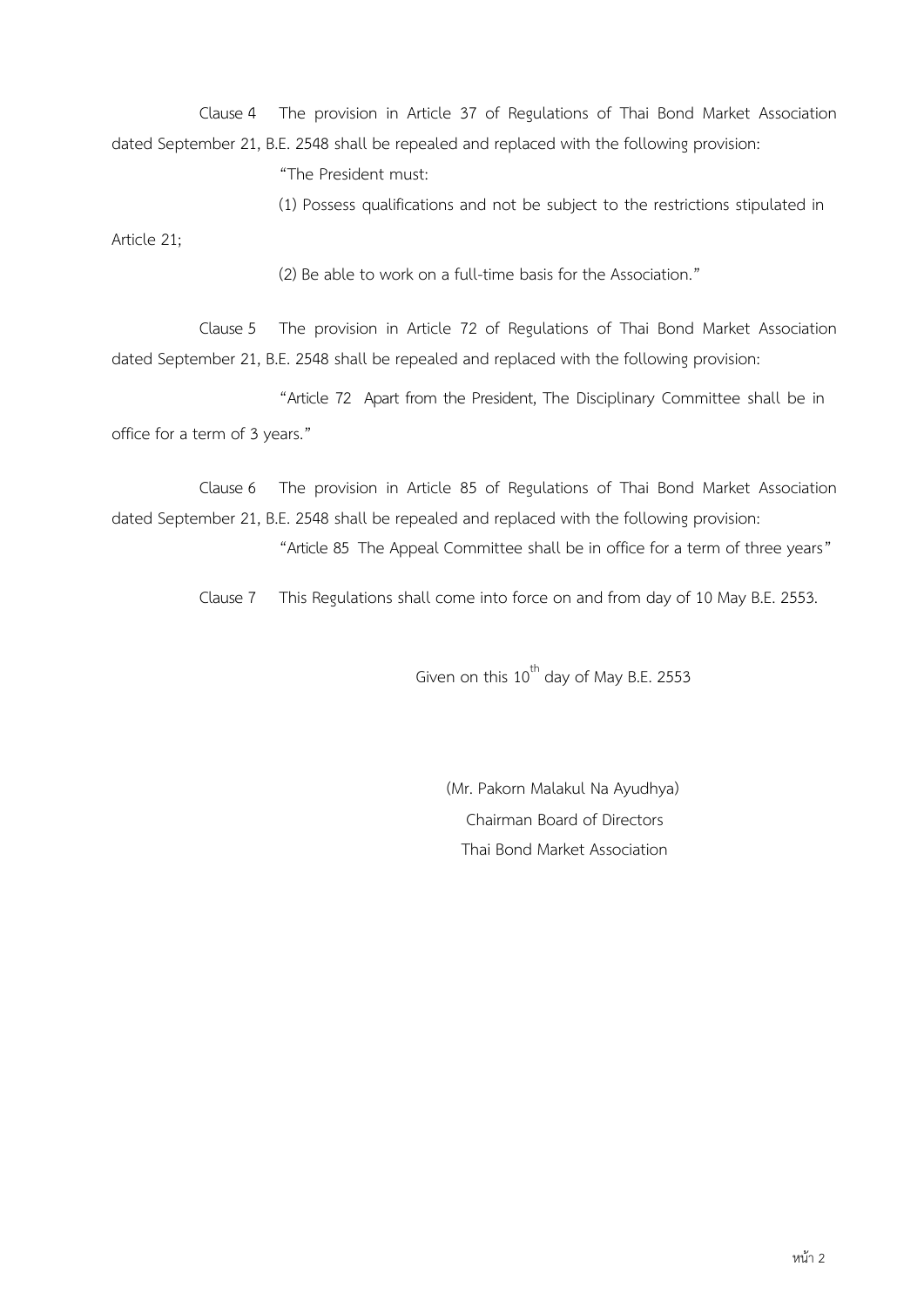Clause 4 The provision in Article 37 of Regulations of Thai Bond Market Association dated September 21, B.E. 2548 shall be repealed and replaced with the following provision:

"The President must:

(1) Possess qualifications and not be subject to the restrictions stipulated in Article 21;

(2) Be able to work on a full-time basis for the Association."

Clause 5 The provision in Article 72 of Regulations of Thai Bond Market Association dated September 21, B.E. 2548 shall be repealed and replaced with the following provision:

"Article 72 Apart from the President, The Disciplinary Committee shall be in office for a term of 3 years."

Clause 6 The provision in Article 85 of Regulations of Thai Bond Market Association dated September 21, B.E. 2548 shall be repealed and replaced with the following provision:

"Article 85 The Appeal Committee shall be in office for a term of three years"

Clause 7 This Regulations shall come into force on and from day of 10 May B.E. 2553.

Given on this 10th day of May B.E. 2553

(Mr. Pakorn Malakul Na Ayudhya)
Chairman Board of Directors
Thai Bond Market Association